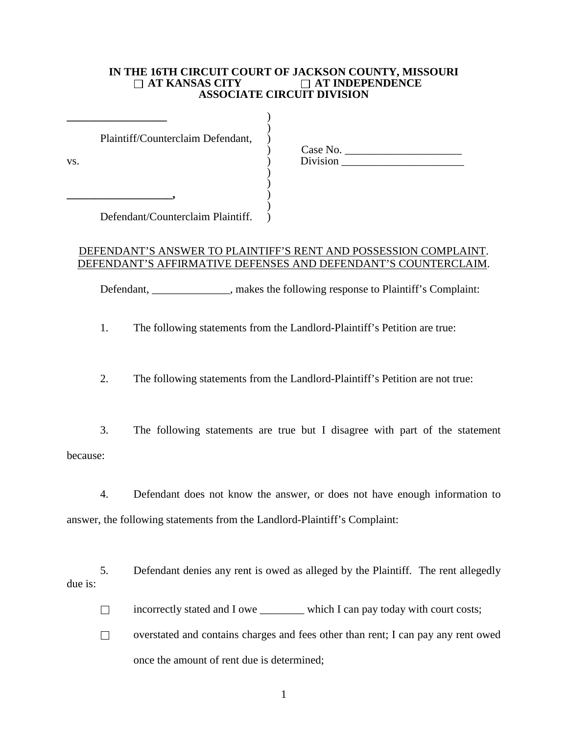**IN THE 16TH CIRCUIT COURT OF JACKSON COUNTY, MISSOURI**
**☐ AT KANSAS CITY ☐ AT INDEPENDENCE**
**ASSOCIATE CIRCUIT DIVISION**

| | | |
|---|---|---|
| **__________________** | ) | |
| | ) | |
| Plaintiff/Counterclaim Defendant, | ) | |
| | ) | Case No. _____________________ |
| vs. | ) | Division ______________________ |
| | ) | |
| | ) | |
| **___________________,** | ) | |
| | ) | |
| Defendant/Counterclaim Plaintiff. | ) | |

<u>DEFENDANT'S ANSWER TO PLAINTIFF'S RENT AND POSSESSION COMPLAINT</u>. <u>DEFENDANT'S AFFIRMATIVE DEFENSES AND DEFENDANT'S COUNTERCLAIM</u>.

Defendant, ______________, makes the following response to Plaintiff's Complaint:

1. The following statements from the Landlord-Plaintiff's Petition are true:

2. The following statements from the Landlord-Plaintiff's Petition are not true:

3. The following statements are true but I disagree with part of the statement because:

4. Defendant does not know the answer, or does not have enough information to answer, the following statements from the Landlord-Plaintiff's Complaint:

5. Defendant denies any rent is owed as alleged by the Plaintiff. The rent allegedly due is:

☐ incorrectly stated and I owe ________ which I can pay today with court costs;

☐ overstated and contains charges and fees other than rent; I can pay any rent owed once the amount of rent due is determined;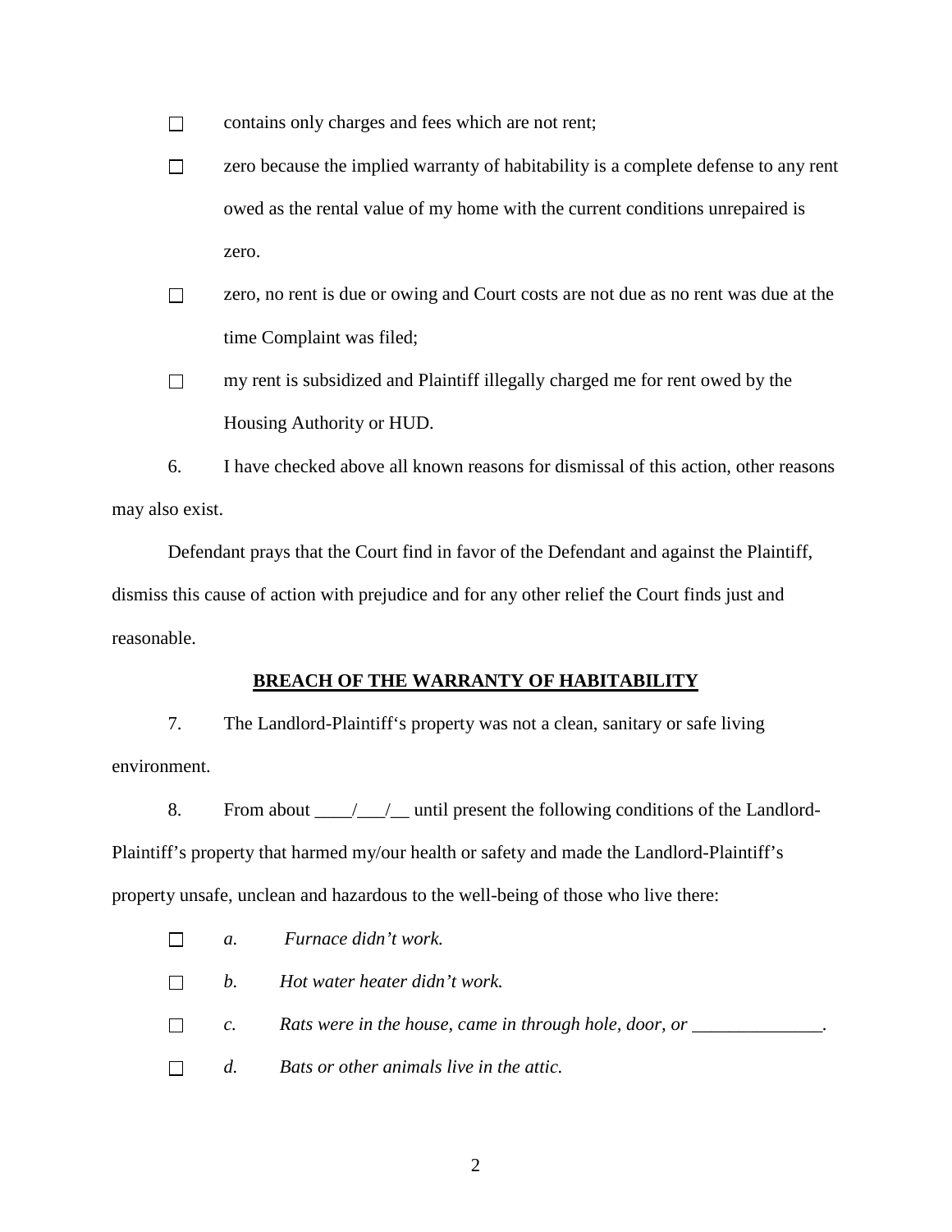- ☐ contains only charges and fees which are not rent;
- ☐ zero because the implied warranty of habitability is a complete defense to any rent owed as the rental value of my home with the current conditions unrepaired is zero.
- ☐ zero, no rent is due or owing and Court costs are not due as no rent was due at the time Complaint was filed;
- ☐ my rent is subsidized and Plaintiff illegally charged me for rent owed by the Housing Authority or HUD.

6. I have checked above all known reasons for dismissal of this action, other reasons may also exist.

Defendant prays that the Court find in favor of the Defendant and against the Plaintiff, dismiss this cause of action with prejudice and for any other relief the Court finds just and reasonable.

## **BREACH OF THE WARRANTY OF HABITABILITY**

7. The Landlord-Plaintiff's property was not a clean, sanitary or safe living environment.

8. From about ____/___/__ until present the following conditions of the Landlord-Plaintiff's property that harmed my/our health or safety and made the Landlord-Plaintiff's property unsafe, unclean and hazardous to the well-being of those who live there:

- ☐ *a. Furnace didn't work.*
- ☐ *b. Hot water heater didn't work.*
- ☐ *c. Rats were in the house, came in through hole, door, or ______________.*
- ☐ *d. Bats or other animals live in the attic.*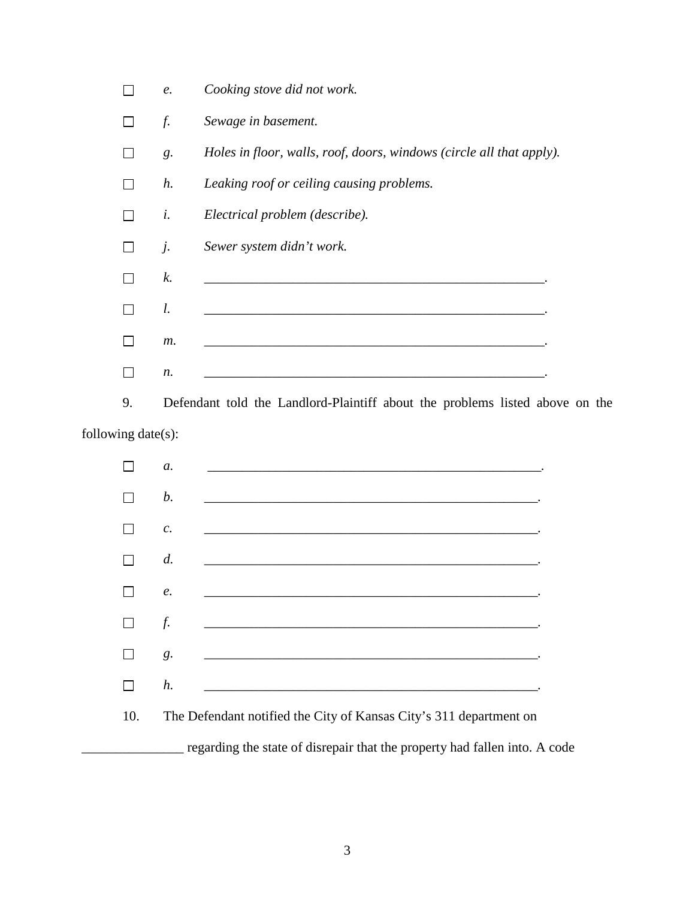☐ *e.* *Cooking stove did not work.*

☐ *f.* *Sewage in basement.*

☐ *g.* *Holes in floor, walls, roof, doors, windows (circle all that apply).*

☐ *h.* *Leaking roof or ceiling causing problems.*

☐ *i.* *Electrical problem (describe).*

☐ *j.* *Sewer system didn't work.*

☐ *k.* ____________________________________________________.

☐ *l.* ____________________________________________________.

☐ *m.* ____________________________________________________.

☐ *n.* ____________________________________________________.

9. Defendant told the Landlord-Plaintiff about the problems listed above on the following date(s):

☐ *a.* ____________________________________________________.

☐ *b.* ____________________________________________________.

☐ *c.* ____________________________________________________.

☐ *d.* ____________________________________________________.

☐ *e.* ____________________________________________________.

☐ *f.* ____________________________________________________.

☐ *g.* ____________________________________________________.

☐ *h.* ____________________________________________________.

10. The Defendant notified the City of Kansas City's 311 department on _______________ regarding the state of disrepair that the property had fallen into. A code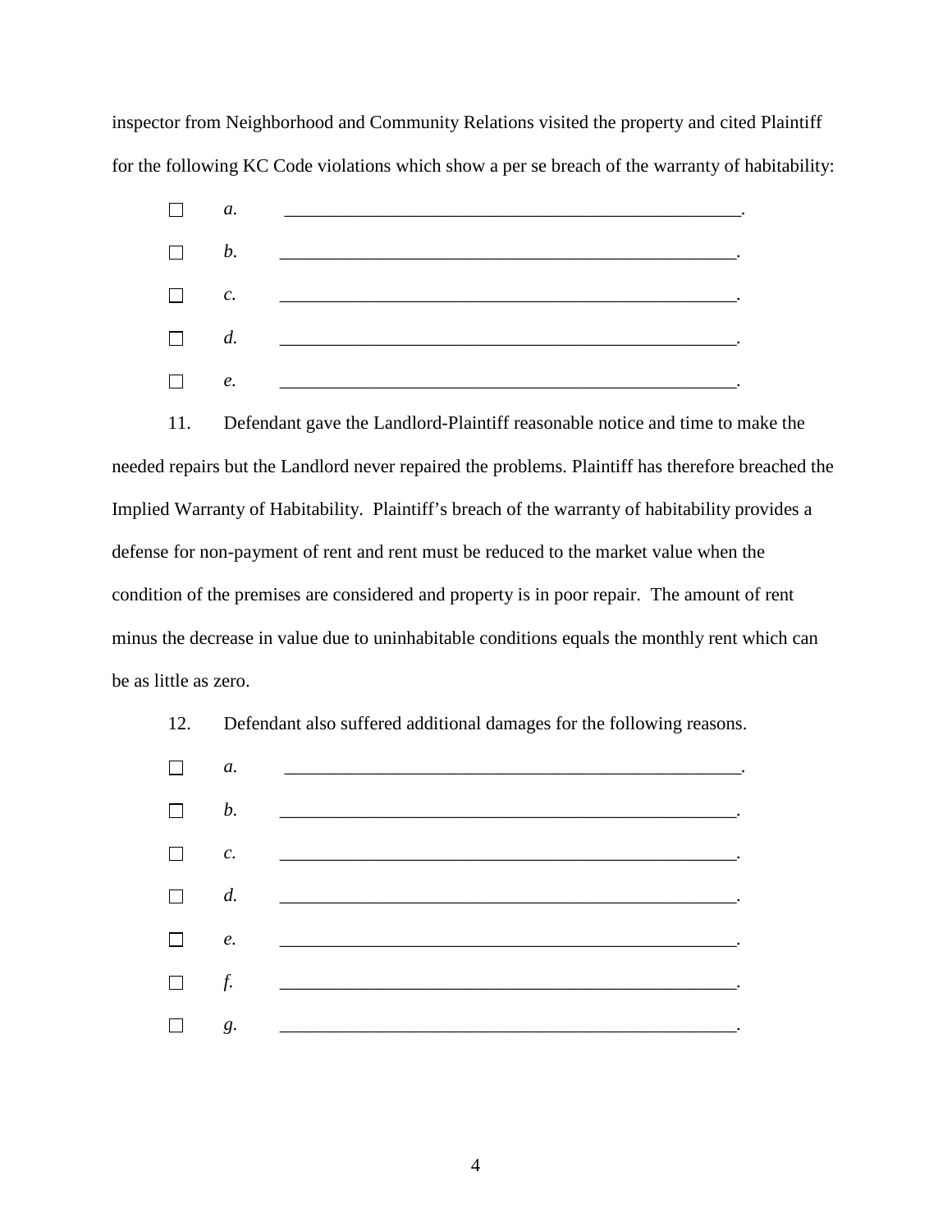inspector from Neighborhood and Community Relations visited the property and cited Plaintiff for the following KC Code violations which show a per se breach of the warranty of habitability:

☐ *a.* ____________________________________________________.

☐ *b.* ____________________________________________________.

☐ *c.* ____________________________________________________.

☐ *d.* ____________________________________________________.

☐ *e.* ____________________________________________________.

11. Defendant gave the Landlord-Plaintiff reasonable notice and time to make the needed repairs but the Landlord never repaired the problems. Plaintiff has therefore breached the Implied Warranty of Habitability. Plaintiff's breach of the warranty of habitability provides a defense for non-payment of rent and rent must be reduced to the market value when the condition of the premises are considered and property is in poor repair. The amount of rent minus the decrease in value due to uninhabitable conditions equals the monthly rent which can be as little as zero.

12. Defendant also suffered additional damages for the following reasons.

☐ *a.* ____________________________________________________.

☐ *b.* ____________________________________________________.

☐ *c.* ____________________________________________________.

☐ *d.* ____________________________________________________.

☐ *e.* ____________________________________________________.

☐ *f.* ____________________________________________________.

☐ *g.* ____________________________________________________.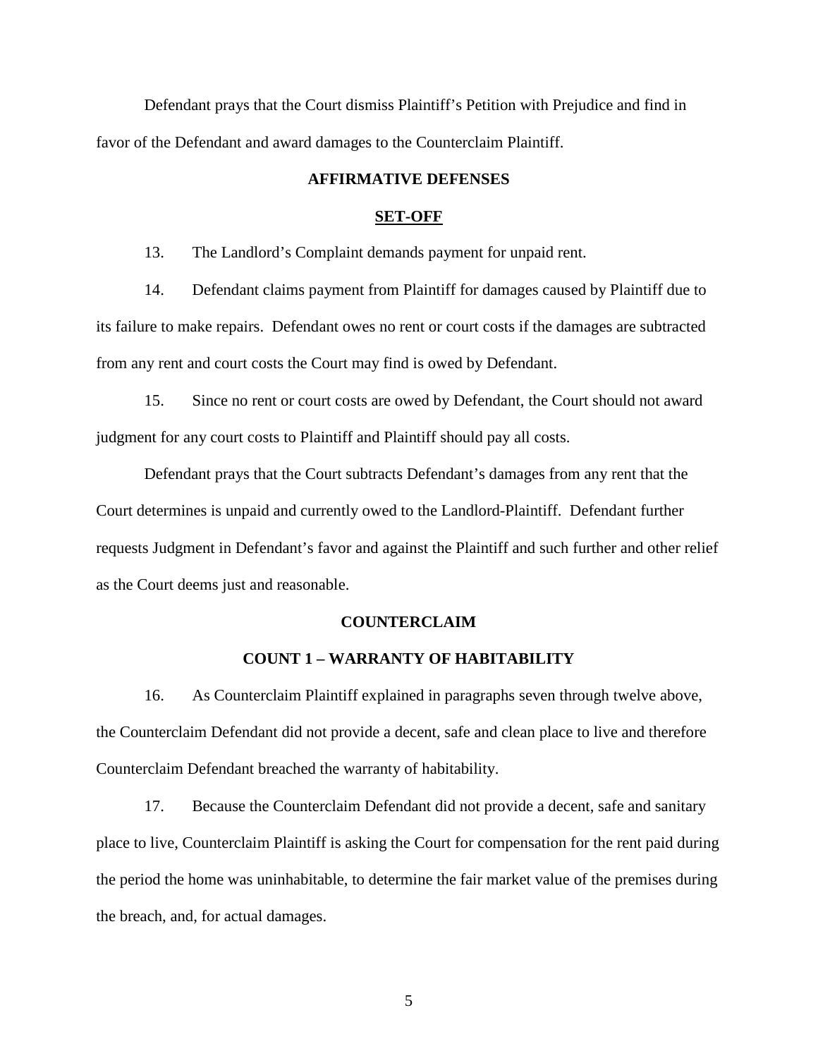Defendant prays that the Court dismiss Plaintiff's Petition with Prejudice and find in favor of the Defendant and award damages to the Counterclaim Plaintiff.

## AFFIRMATIVE DEFENSES

### SET-OFF

13. The Landlord's Complaint demands payment for unpaid rent.

14. Defendant claims payment from Plaintiff for damages caused by Plaintiff due to its failure to make repairs. Defendant owes no rent or court costs if the damages are subtracted from any rent and court costs the Court may find is owed by Defendant.

15. Since no rent or court costs are owed by Defendant, the Court should not award judgment for any court costs to Plaintiff and Plaintiff should pay all costs.

Defendant prays that the Court subtracts Defendant's damages from any rent that the Court determines is unpaid and currently owed to the Landlord-Plaintiff. Defendant further requests Judgment in Defendant's favor and against the Plaintiff and such further and other relief as the Court deems just and reasonable.

## COUNTERCLAIM

### COUNT 1 – WARRANTY OF HABITABILITY

16. As Counterclaim Plaintiff explained in paragraphs seven through twelve above, the Counterclaim Defendant did not provide a decent, safe and clean place to live and therefore Counterclaim Defendant breached the warranty of habitability.

17. Because the Counterclaim Defendant did not provide a decent, safe and sanitary place to live, Counterclaim Plaintiff is asking the Court for compensation for the rent paid during the period the home was uninhabitable, to determine the fair market value of the premises during the breach, and, for actual damages.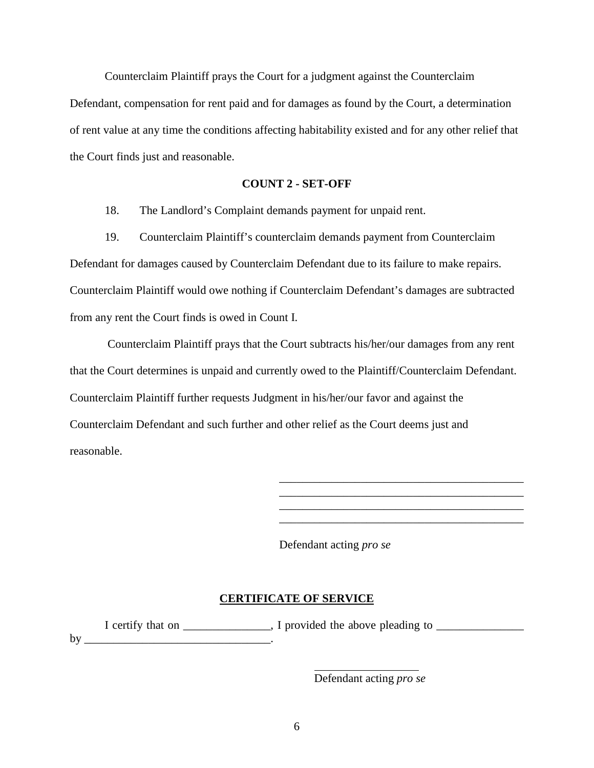Counterclaim Plaintiff prays the Court for a judgment against the Counterclaim Defendant, compensation for rent paid and for damages as found by the Court, a determination of rent value at any time the conditions affecting habitability existed and for any other relief that the Court finds just and reasonable.

**COUNT 2 - SET-OFF**

18. The Landlord's Complaint demands payment for unpaid rent.

19. Counterclaim Plaintiff's counterclaim demands payment from Counterclaim Defendant for damages caused by Counterclaim Defendant due to its failure to make repairs. Counterclaim Plaintiff would owe nothing if Counterclaim Defendant's damages are subtracted from any rent the Court finds is owed in Count I.

Counterclaim Plaintiff prays that the Court subtracts his/her/our damages from any rent that the Court determines is unpaid and currently owed to the Plaintiff/Counterclaim Defendant. Counterclaim Plaintiff further requests Judgment in his/her/our favor and against the Counterclaim Defendant and such further and other relief as the Court deems just and reasonable.

\_\_\_\_\_\_\_\_\_\_\_\_\_\_\_\_\_\_\_\_\_\_\_\_\_\_\_\_\_\_\_\_\_\_\_\_\_\_\_\_\_\_\_
\_\_\_\_\_\_\_\_\_\_\_\_\_\_\_\_\_\_\_\_\_\_\_\_\_\_\_\_\_\_\_\_\_\_\_\_\_\_\_\_\_\_\_
\_\_\_\_\_\_\_\_\_\_\_\_\_\_\_\_\_\_\_\_\_\_\_\_\_\_\_\_\_\_\_\_\_\_\_\_\_\_\_\_\_\_\_
\_\_\_\_\_\_\_\_\_\_\_\_\_\_\_\_\_\_\_\_\_\_\_\_\_\_\_\_\_\_\_\_\_\_\_\_\_\_\_\_\_\_\_

Defendant acting *pro se*

**CERTIFICATE OF SERVICE**

I certify that on \_\_\_\_\_\_\_\_\_\_\_\_\_\_\_, I provided the above pleading to \_\_\_\_\_\_\_\_\_\_\_\_\_\_\_ by \_\_\_\_\_\_\_\_\_\_\_\_\_\_\_\_\_\_\_\_\_\_\_\_\_\_\_\_\_\_\_\_.

\_\_\_\_\_\_\_\_\_\_\_\_\_\_\_\_\_\_
Defendant acting *pro se*